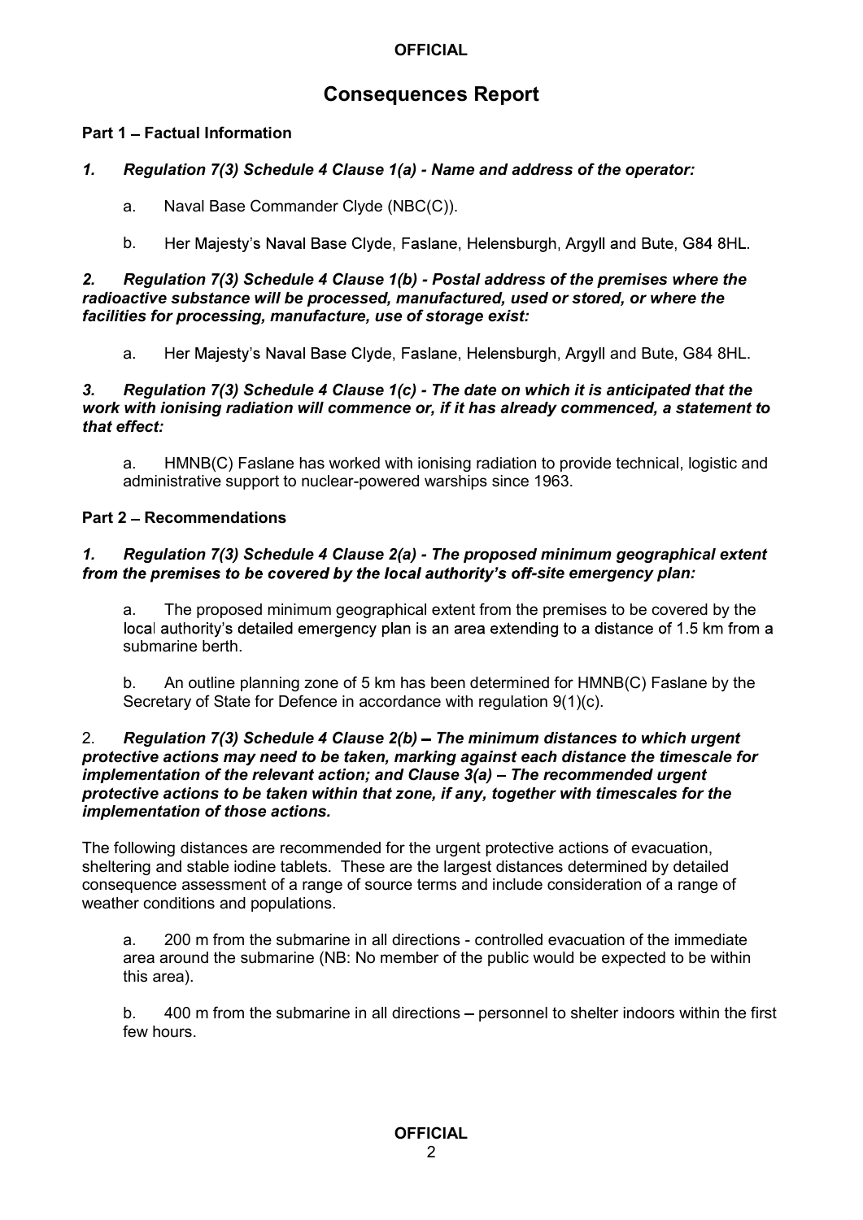# Consequences Report

## Part 1 – Factual Information

### *1. Regulation 7(3) Schedule 4 Clause 1(a) - Name and address of the operator:*

a. Naval Base Commander Clyde (NBC(C)).

b. Her Majesty's Naval Base Clyde, Faslane, Helensburgh, Argyll and Bute, G84 8HL.

### *2. Regulation 7(3) Schedule 4 Clause 1(b) - Postal address of the premises where the radioactive substance will be processed, manufactured, used or stored, or where the facilities for processing, manufacture, use of storage exist:*

a. Her Majesty's Naval Base Clyde, Faslane, Helensburgh, Argyll and Bute, G84 8HL.

### *3. Regulation 7(3) Schedule 4 Clause 1(c) - The date on which it is anticipated that the work with ionising radiation will commence or, if it has already commenced, a statement to that effect:*

a. HMNB(C) Faslane has worked with ionising radiation to provide technical, logistic and administrative support to nuclear-powered warships since 1963.

## Part 2 – Recommendations

### *1. Regulation 7(3) Schedule 4 Clause 2(a) - The proposed minimum geographical extent from the premises to be covered by the local authority's off-site emergency plan:*

a. The proposed minimum geographical extent from the premises to be covered by the local authority's detailed emergency plan is an area extending to a distance of 1.5 km from a submarine berth.

b. An outline planning zone of 5 km has been determined for HMNB(C) Faslane by the Secretary of State for Defence in accordance with regulation 9(1)(c).

### 2. *Regulation 7(3) Schedule 4 Clause 2(b) – The minimum distances to which urgent protective actions may need to be taken, marking against each distance the timescale for implementation of the relevant action; and Clause 3(a) – The recommended urgent protective actions to be taken within that zone, if any, together with timescales for the implementation of those actions.*

The following distances are recommended for the urgent protective actions of evacuation, sheltering and stable iodine tablets. These are the largest distances determined by detailed consequence assessment of a range of source terms and include consideration of a range of weather conditions and populations.

a. 200 m from the submarine in all directions - controlled evacuation of the immediate area around the submarine (NB: No member of the public would be expected to be within this area).

b. 400 m from the submarine in all directions – personnel to shelter indoors within the first few hours.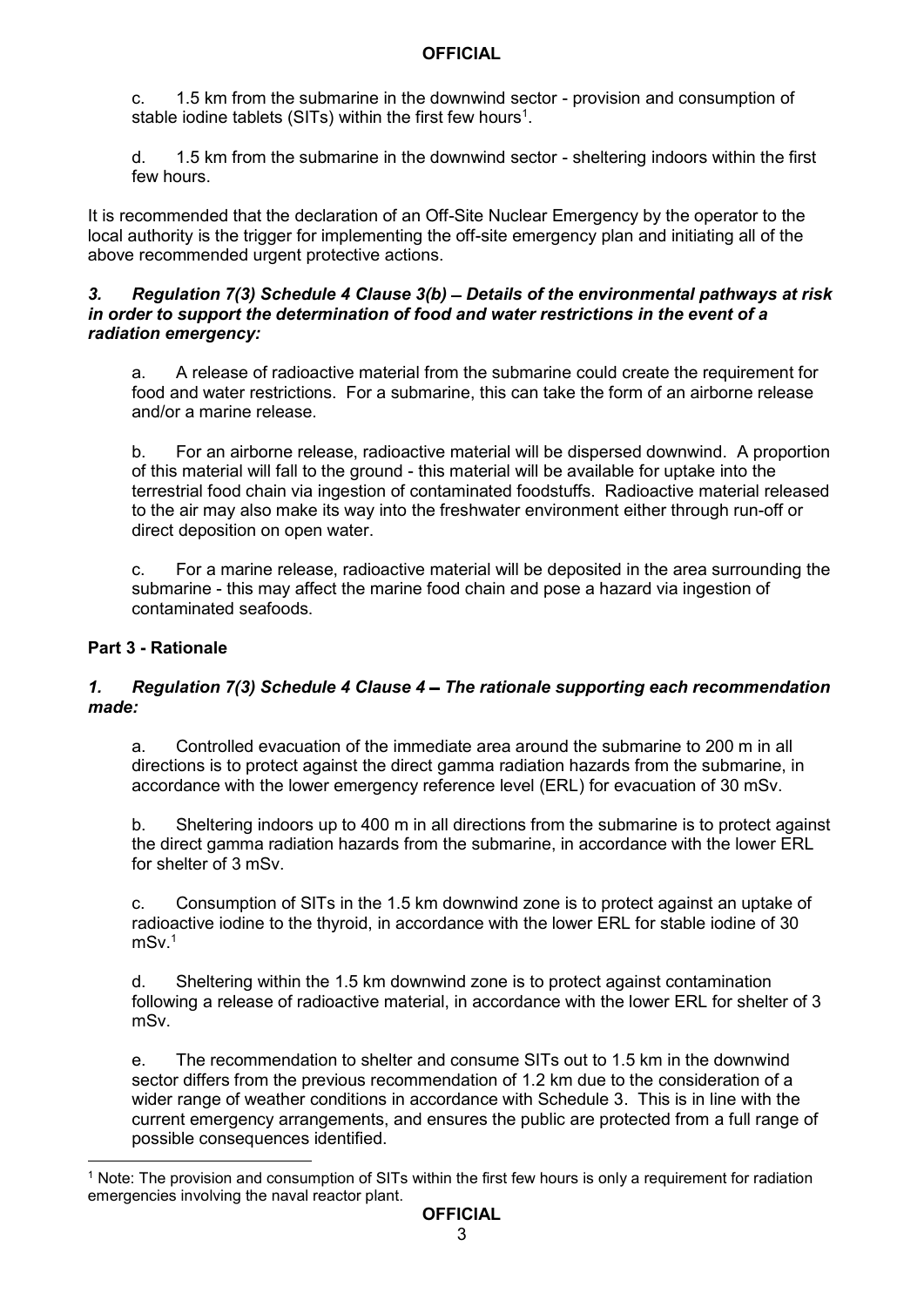c. 1.5 km from the submarine in the downwind sector - provision and consumption of stable iodine tablets (SITs) within the first few hours[1].

d. 1.5 km from the submarine in the downwind sector - sheltering indoors within the first few hours.

It is recommended that the declaration of an Off-Site Nuclear Emergency by the operator to the local authority is the trigger for implementing the off-site emergency plan and initiating all of the above recommended urgent protective actions.

***3. Regulation 7(3) Schedule 4 Clause 3(b) – Details of the environmental pathways at risk in order to support the determination of food and water restrictions in the event of a radiation emergency:***

a. A release of radioactive material from the submarine could create the requirement for food and water restrictions. For a submarine, this can take the form of an airborne release and/or a marine release.

b. For an airborne release, radioactive material will be dispersed downwind. A proportion of this material will fall to the ground - this material will be available for uptake into the terrestrial food chain via ingestion of contaminated foodstuffs. Radioactive material released to the air may also make its way into the freshwater environment either through run-off or direct deposition on open water.

c. For a marine release, radioactive material will be deposited in the area surrounding the submarine - this may affect the marine food chain and pose a hazard via ingestion of contaminated seafoods.

## Part 3 - Rationale

***1. Regulation 7(3) Schedule 4 Clause 4 – The rationale supporting each recommendation made:***

a. Controlled evacuation of the immediate area around the submarine to 200 m in all directions is to protect against the direct gamma radiation hazards from the submarine, in accordance with the lower emergency reference level (ERL) for evacuation of 30 mSv.

b. Sheltering indoors up to 400 m in all directions from the submarine is to protect against the direct gamma radiation hazards from the submarine, in accordance with the lower ERL for shelter of 3 mSv.

c. Consumption of SITs in the 1.5 km downwind zone is to protect against an uptake of radioactive iodine to the thyroid, in accordance with the lower ERL for stable iodine of 30 mSv.[1]

d. Sheltering within the 1.5 km downwind zone is to protect against contamination following a release of radioactive material, in accordance with the lower ERL for shelter of 3 mSv.

e. The recommendation to shelter and consume SITs out to 1.5 km in the downwind sector differs from the previous recommendation of 1.2 km due to the consideration of a wider range of weather conditions in accordance with Schedule 3. This is in line with the current emergency arrangements, and ensures the public are protected from a full range of possible consequences identified.

---

[1] Note: The provision and consumption of SITs within the first few hours is only a requirement for radiation emergencies involving the naval reactor plant.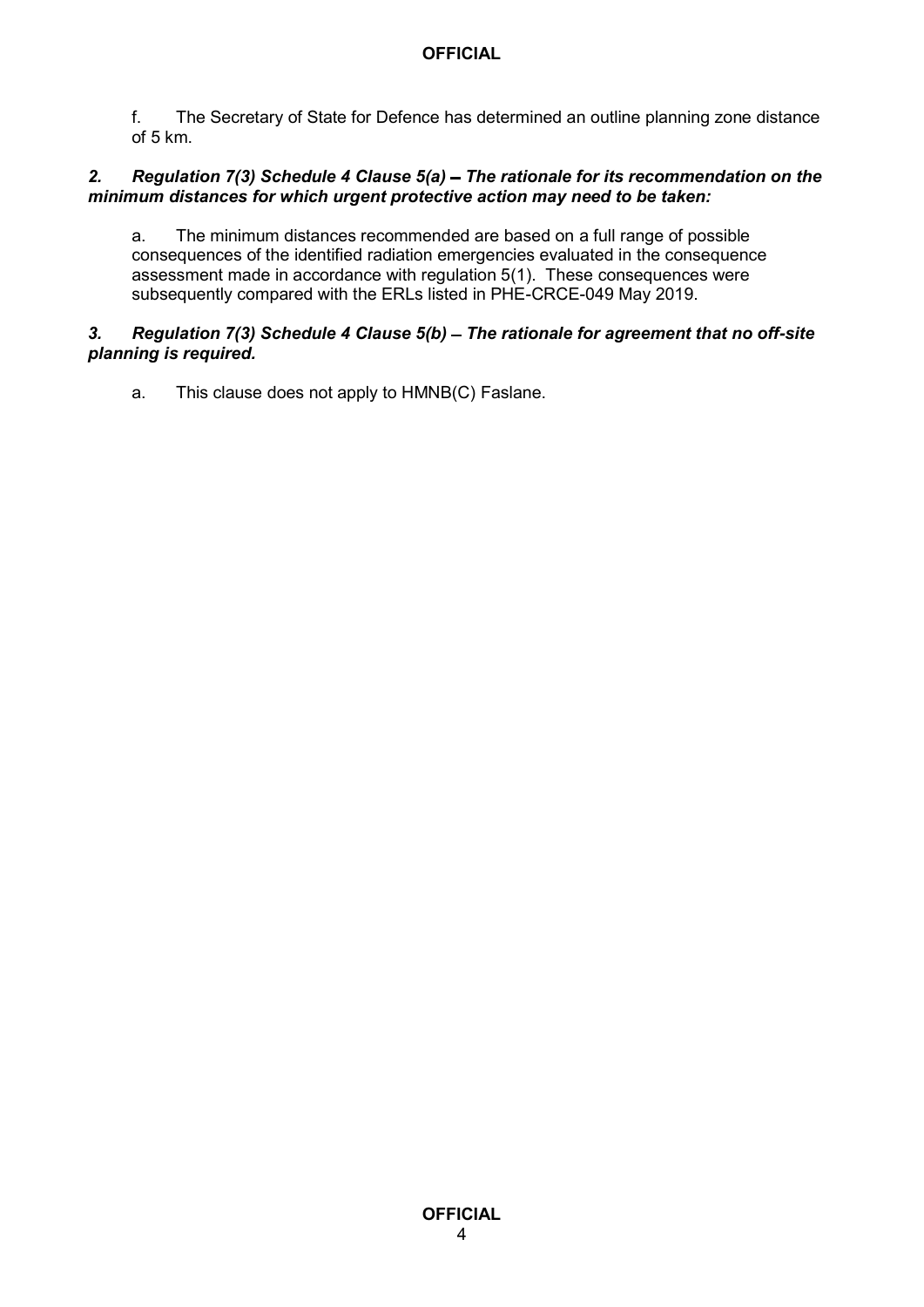f. The Secretary of State for Defence has determined an outline planning zone distance of 5 km.

***2. Regulation 7(3) Schedule 4 Clause 5(a) – The rationale for its recommendation on the minimum distances for which urgent protective action may need to be taken:***

a. The minimum distances recommended are based on a full range of possible consequences of the identified radiation emergencies evaluated in the consequence assessment made in accordance with regulation 5(1). These consequences were subsequently compared with the ERLs listed in PHE-CRCE-049 May 2019.

***3. Regulation 7(3) Schedule 4 Clause 5(b) – The rationale for agreement that no off-site planning is required.***

a. This clause does not apply to HMNB(C) Faslane.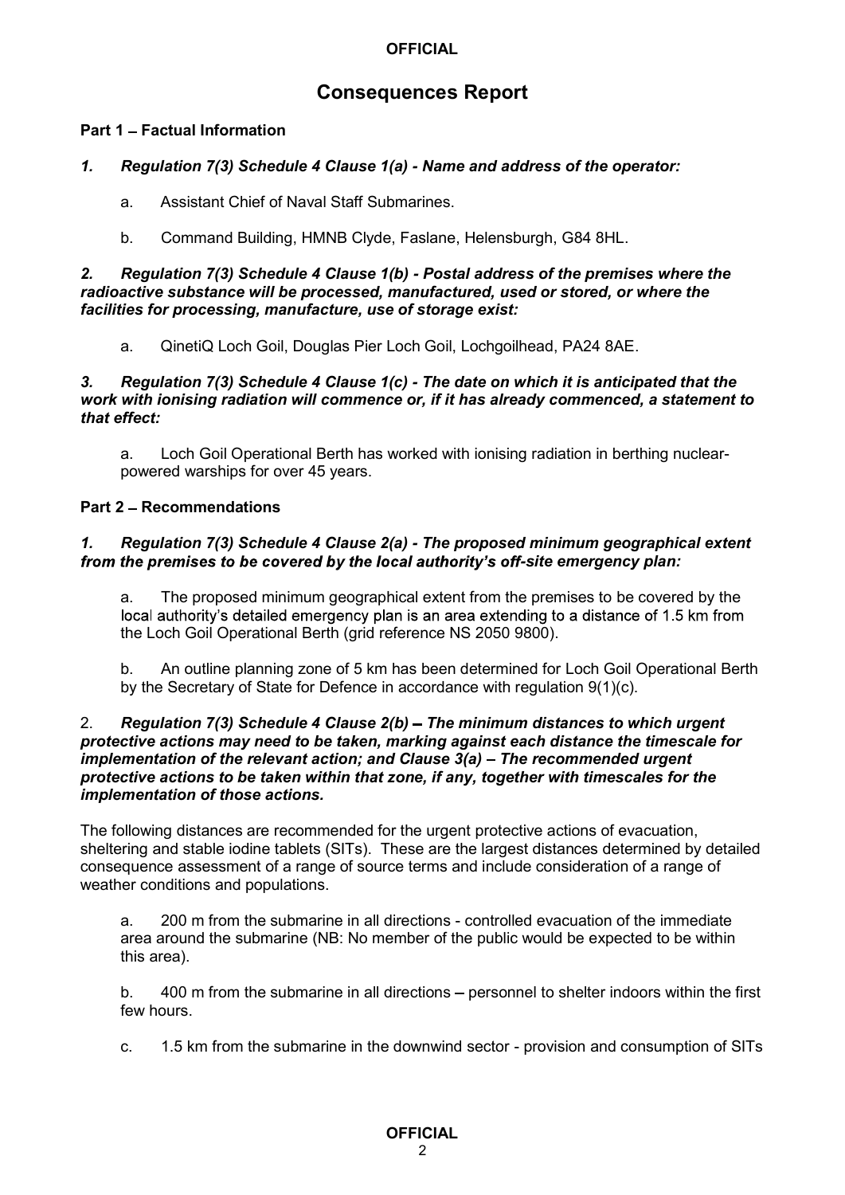# Consequences Report

## Part 1 – Factual Information

### *1. Regulation 7(3) Schedule 4 Clause 1(a) - Name and address of the operator:*

a. Assistant Chief of Naval Staff Submarines.

b. Command Building, HMNB Clyde, Faslane, Helensburgh, G84 8HL.

### *2. Regulation 7(3) Schedule 4 Clause 1(b) - Postal address of the premises where the radioactive substance will be processed, manufactured, used or stored, or where the facilities for processing, manufacture, use of storage exist:*

a. QinetiQ Loch Goil, Douglas Pier Loch Goil, Lochgoilhead, PA24 8AE.

### *3. Regulation 7(3) Schedule 4 Clause 1(c) - The date on which it is anticipated that the work with ionising radiation will commence or, if it has already commenced, a statement to that effect:*

a. Loch Goil Operational Berth has worked with ionising radiation in berthing nuclear-powered warships for over 45 years.

## Part 2 – Recommendations

### *1. Regulation 7(3) Schedule 4 Clause 2(a) - The proposed minimum geographical extent from the premises to be covered by the local authority's off-site emergency plan:*

a. The proposed minimum geographical extent from the premises to be covered by the local authority's detailed emergency plan is an area extending to a distance of 1.5 km from the Loch Goil Operational Berth (grid reference NS 2050 9800).

b. An outline planning zone of 5 km has been determined for Loch Goil Operational Berth by the Secretary of State for Defence in accordance with regulation 9(1)(c).

### 2. *Regulation 7(3) Schedule 4 Clause 2(b) – The minimum distances to which urgent protective actions may need to be taken, marking against each distance the timescale for implementation of the relevant action; and Clause 3(a) – The recommended urgent protective actions to be taken within that zone, if any, together with timescales for the implementation of those actions.*

The following distances are recommended for the urgent protective actions of evacuation, sheltering and stable iodine tablets (SITs). These are the largest distances determined by detailed consequence assessment of a range of source terms and include consideration of a range of weather conditions and populations.

a. 200 m from the submarine in all directions - controlled evacuation of the immediate area around the submarine (NB: No member of the public would be expected to be within this area).

b. 400 m from the submarine in all directions – personnel to shelter indoors within the first few hours.

c. 1.5 km from the submarine in the downwind sector - provision and consumption of SITs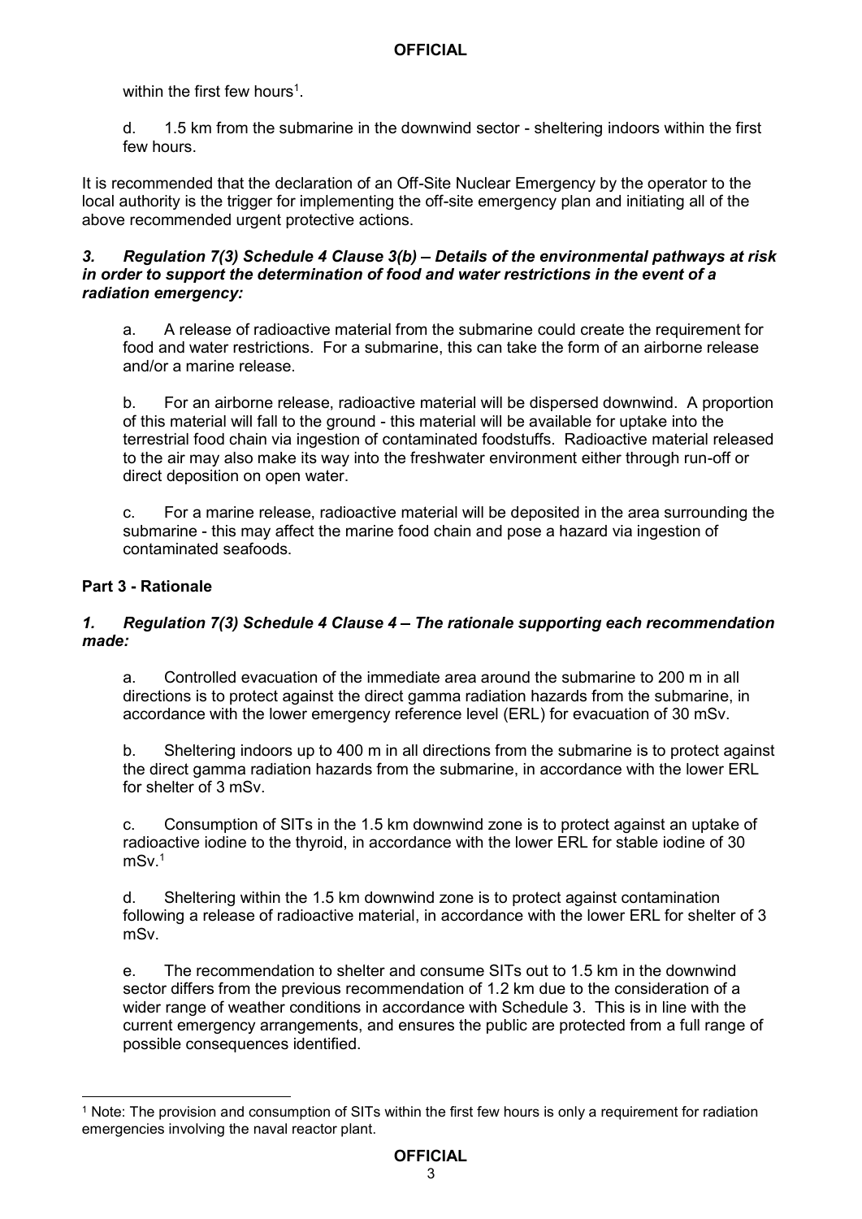within the first few hours[1].

d. 1.5 km from the submarine in the downwind sector - sheltering indoors within the first few hours.

It is recommended that the declaration of an Off-Site Nuclear Emergency by the operator to the local authority is the trigger for implementing the off-site emergency plan and initiating all of the above recommended urgent protective actions.

***3. Regulation 7(3) Schedule 4 Clause 3(b) – Details of the environmental pathways at risk in order to support the determination of food and water restrictions in the event of a radiation emergency:***

a. A release of radioactive material from the submarine could create the requirement for food and water restrictions. For a submarine, this can take the form of an airborne release and/or a marine release.

b. For an airborne release, radioactive material will be dispersed downwind. A proportion of this material will fall to the ground - this material will be available for uptake into the terrestrial food chain via ingestion of contaminated foodstuffs. Radioactive material released to the air may also make its way into the freshwater environment either through run-off or direct deposition on open water.

c. For a marine release, radioactive material will be deposited in the area surrounding the submarine - this may affect the marine food chain and pose a hazard via ingestion of contaminated seafoods.

## Part 3 - Rationale

***1. Regulation 7(3) Schedule 4 Clause 4 – The rationale supporting each recommendation made:***

a. Controlled evacuation of the immediate area around the submarine to 200 m in all directions is to protect against the direct gamma radiation hazards from the submarine, in accordance with the lower emergency reference level (ERL) for evacuation of 30 mSv.

b. Sheltering indoors up to 400 m in all directions from the submarine is to protect against the direct gamma radiation hazards from the submarine, in accordance with the lower ERL for shelter of 3 mSv.

c. Consumption of SITs in the 1.5 km downwind zone is to protect against an uptake of radioactive iodine to the thyroid, in accordance with the lower ERL for stable iodine of 30 mSv.[1]

d. Sheltering within the 1.5 km downwind zone is to protect against contamination following a release of radioactive material, in accordance with the lower ERL for shelter of 3 mSv.

e. The recommendation to shelter and consume SITs out to 1.5 km in the downwind sector differs from the previous recommendation of 1.2 km due to the consideration of a wider range of weather conditions in accordance with Schedule 3. This is in line with the current emergency arrangements, and ensures the public are protected from a full range of possible consequences identified.

---

[1] Note: The provision and consumption of SITs within the first few hours is only a requirement for radiation emergencies involving the naval reactor plant.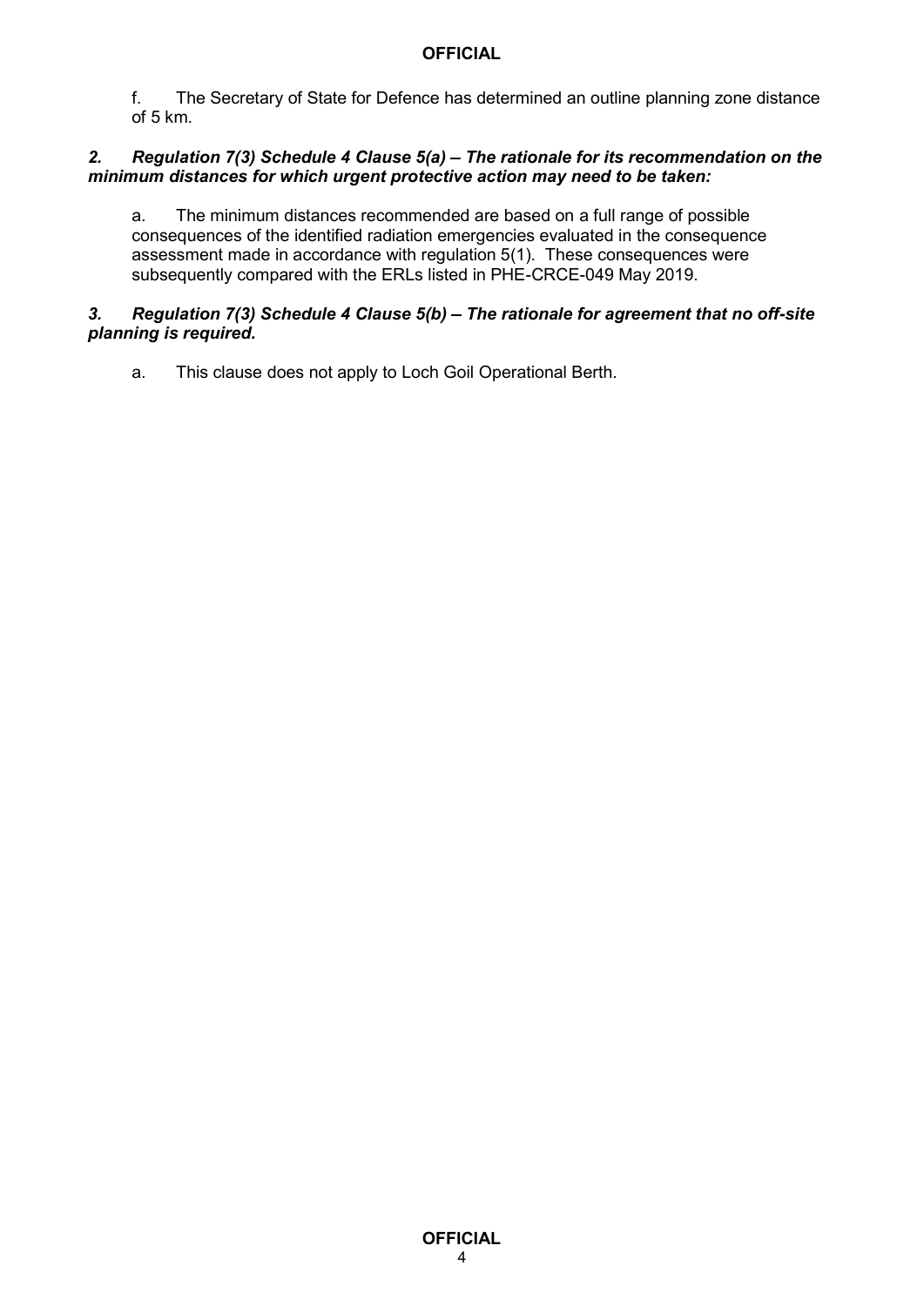f. The Secretary of State for Defence has determined an outline planning zone distance of 5 km.

***2. Regulation 7(3) Schedule 4 Clause 5(a) – The rationale for its recommendation on the minimum distances for which urgent protective action may need to be taken:***

a. The minimum distances recommended are based on a full range of possible consequences of the identified radiation emergencies evaluated in the consequence assessment made in accordance with regulation 5(1). These consequences were subsequently compared with the ERLs listed in PHE-CRCE-049 May 2019.

***3. Regulation 7(3) Schedule 4 Clause 5(b) – The rationale for agreement that no off-site planning is required.***

a. This clause does not apply to Loch Goil Operational Berth.